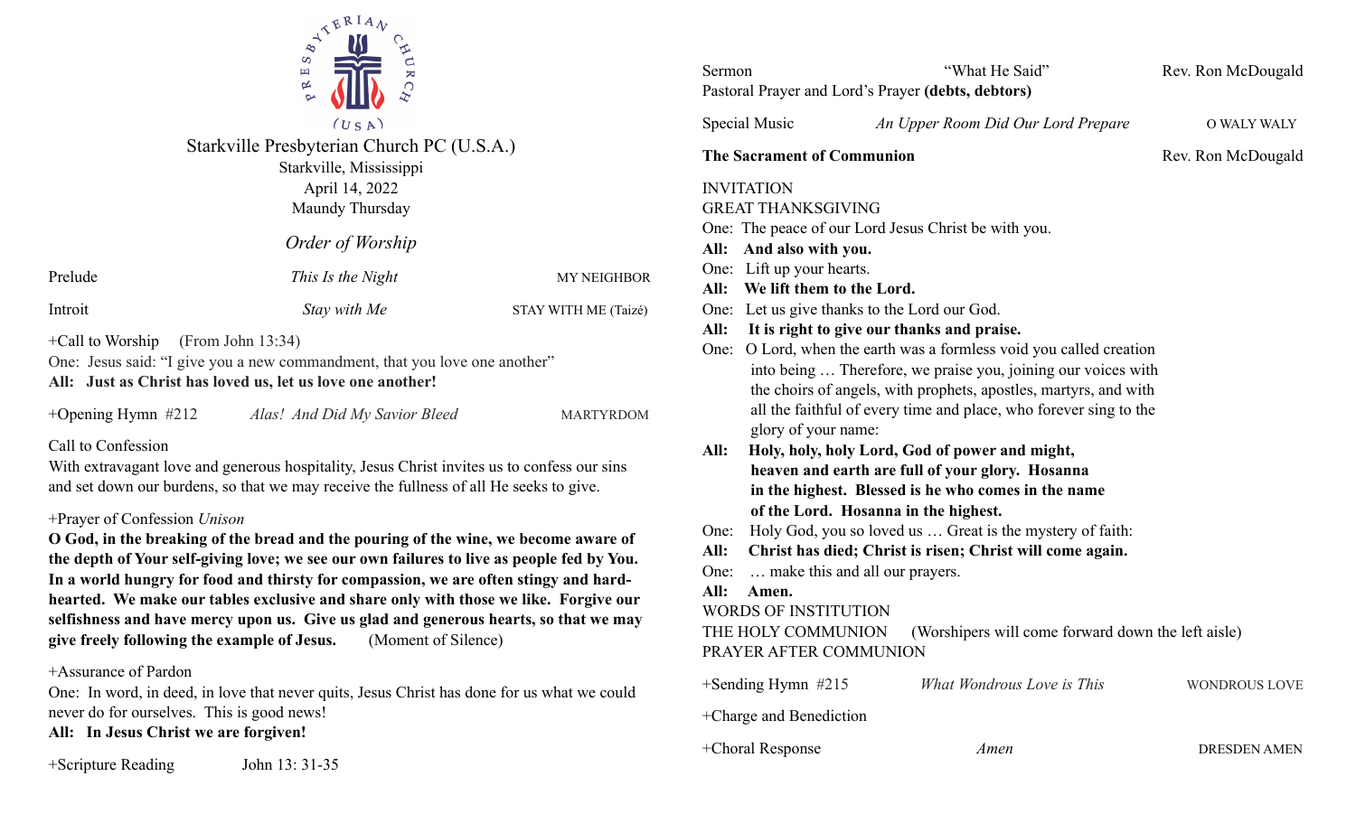Starkville Presbyterian Church PC (U.S.A.)

Starkville, Mississippi

April 14, 2022

Maundy Thursday

*Order of Worship*

Prelude *This Is the Night* MY NEIGHBOR

Introit *Stay with Me* STAY WITH ME (Taizé)

+Call to Worship (From John 13:34)

One: Jesus said: "I give you a new commandment, that you love one another"

**All: Just as Christ has loved us, let us love one another!**

+Opening Hymn #212 *Alas! And Did My Savior Bleed* MARTYRDOM

Call to Confession

With extravagant love and generous hospitality, Jesus Christ invites us to confess our sins and set down our burdens, so that we may receive the fullness of all He seeks to give.

+Prayer of Confession *Unison*

**O God, in the breaking of the bread and the pouring of the wine, we become aware of the depth of Your self-giving love; we see our own failures to live as people fed by You. In a world hungry for food and thirsty for compassion, we are often stingy and hard-hearted. We make our tables exclusive and share only with those we like. Forgive our selfishness and have mercy upon us. Give us glad and generous hearts, so that we may give freely following the example of Jesus.** (Moment of Silence)

+Assurance of Pardon

One: In word, in deed, in love that never quits, Jesus Christ has done for us what we could never do for ourselves. This is good news!

**All: In Jesus Christ we are forgiven!**

+Scripture Reading John 13: 31-35

Sermon "What He Said" Rev. Ron McDougald

Pastoral Prayer and Lord's Prayer **(debts, debtors)**

Special Music *An Upper Room Did Our Lord Prepare* O WALY WALY

**The Sacrament of Communion** Rev. Ron McDougald

INVITATION

GREAT THANKSGIVING

One: The peace of our Lord Jesus Christ be with you.

**All: And also with you.**

One: Lift up your hearts.

**All: We lift them to the Lord.**

One: Let us give thanks to the Lord our God.

**All: It is right to give our thanks and praise.**

One: O Lord, when the earth was a formless void you called creation into being … Therefore, we praise you, joining our voices with the choirs of angels, with prophets, apostles, martyrs, and with all the faithful of every time and place, who forever sing to the glory of your name:

**All: Holy, holy, holy Lord, God of power and might, heaven and earth are full of your glory. Hosanna in the highest. Blessed is he who comes in the name of the Lord. Hosanna in the highest.**

One: Holy God, you so loved us … Great is the mystery of faith:

**All: Christ has died; Christ is risen; Christ will come again.**

One: … make this and all our prayers.

**All: Amen.**

WORDS OF INSTITUTION

THE HOLY COMMUNION (Worshipers will come forward down the left aisle)

PRAYER AFTER COMMUNION

+Sending Hymn #215 *What Wondrous Love is This* WONDROUS LOVE

+Charge and Benediction

+Choral Response *Amen* DRESDEN AMEN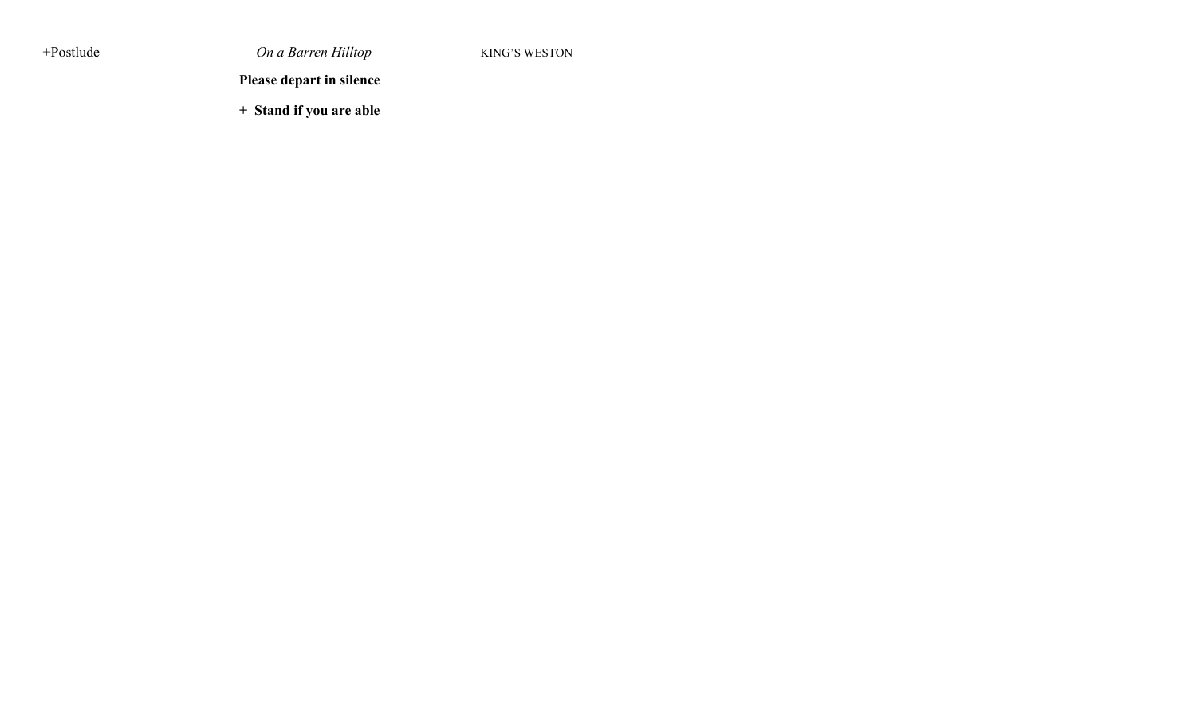+Postlude *On a Barren Hilltop* KING'S WESTON

**Please depart in silence**

**+ Stand if you are able**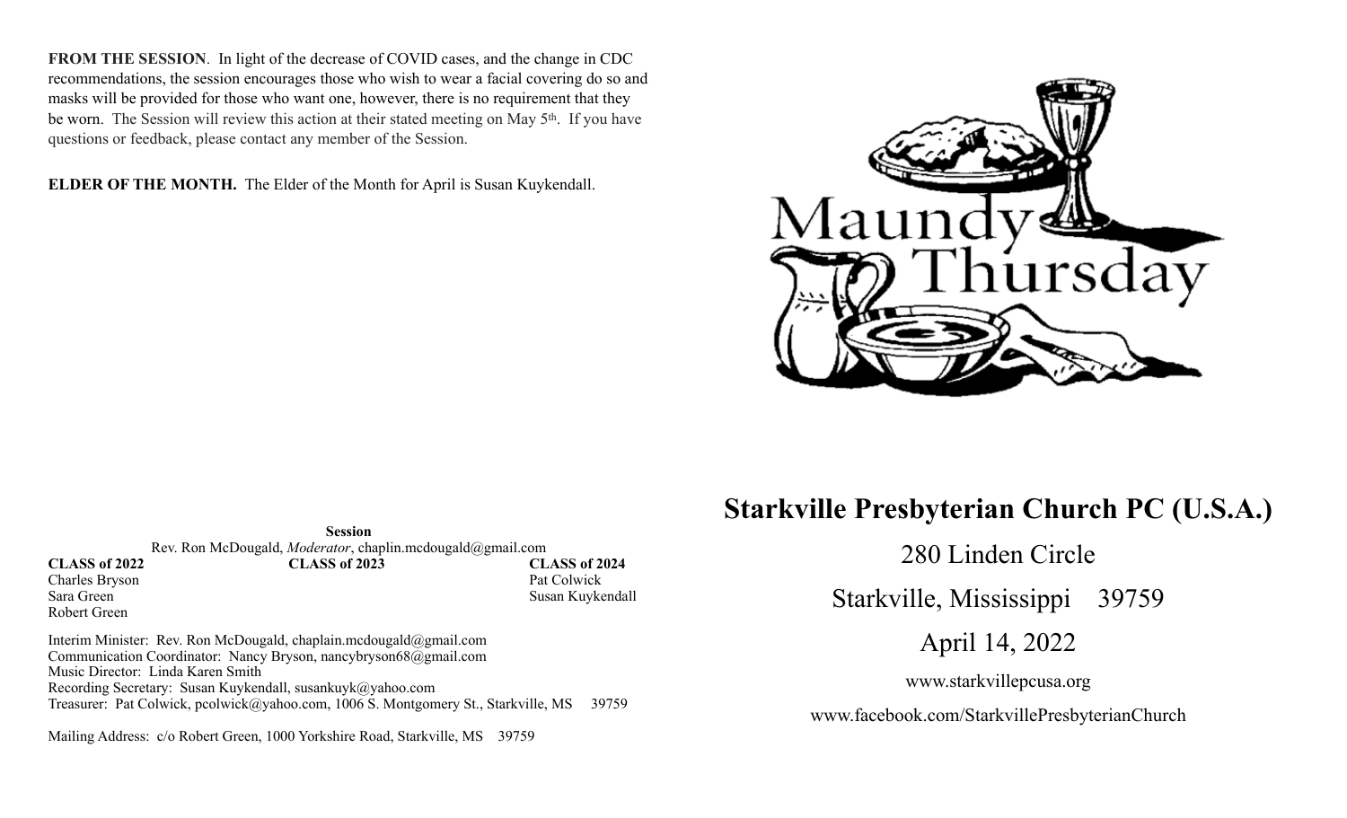**FROM THE SESSION**. In light of the decrease of COVID cases, and the change in CDC recommendations, the session encourages those who wish to wear a facial covering do so and masks will be provided for those who want one, however, there is no requirement that they be worn. The Session will review this action at their stated meeting on May 5th. If you have questions or feedback, please contact any member of the Session.

**ELDER OF THE MONTH.** The Elder of the Month for April is Susan Kuykendall.

**Session**

Rev. Ron McDougald, *Moderator*, chaplin.mcdougald@gmail.com

| **CLASS of 2022** | **CLASS of 2023** | **CLASS of 2024** |
|---|---|---|
| Charles Bryson | | Pat Colwick |
| Sara Green | | Susan Kuykendall |
| Robert Green | | |

Interim Minister: Rev. Ron McDougald, chaplain.mcdougald@gmail.com
Communication Coordinator: Nancy Bryson, nancybryson68@gmail.com
Music Director: Linda Karen Smith
Recording Secretary: Susan Kuykendall, susankuyk@yahoo.com
Treasurer: Pat Colwick, pcolwick@yahoo.com, 1006 S. Montgomery St., Starkville, MS 39759

Mailing Address: c/o Robert Green, 1000 Yorkshire Road, Starkville, MS 39759

Maundy Thursday

# Starkville Presbyterian Church PC (U.S.A.)

280 Linden Circle

Starkville, Mississippi 39759

April 14, 2022

www.starkvillepcusa.org

www.facebook.com/StarkvillePresbyterianChurch